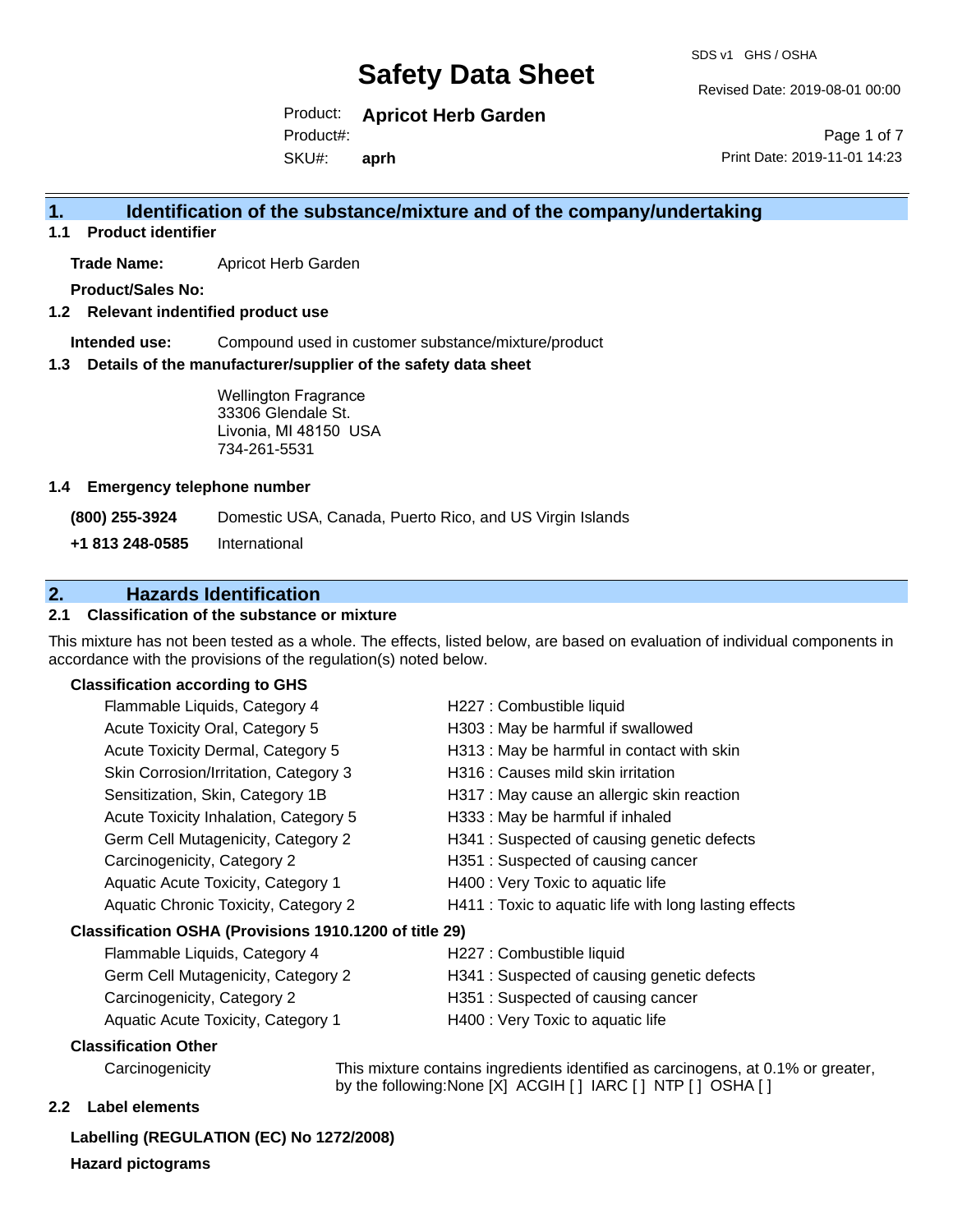# Safety Data Sheet

SDS v1 GHS / OSHA

Revised Date: 2019-08-01 00:00

Product: **Apricot Herb Garden**

Product#:

SKU#: **aprh**

Print Date: 2019-11-01 14:23

## 1. Identification of the substance/mixture and of the company/undertaking

### 1.1 Product identifier

**Trade Name:** Apricot Herb Garden

**Product/Sales No:**

### 1.2 Relevant indentified product use

**Intended use:** Compound used in customer substance/mixture/product

### 1.3 Details of the manufacturer/supplier of the safety data sheet

Wellington Fragrance
33306 Glendale St.
Livonia, MI 48150 USA
734-261-5531

### 1.4 Emergency telephone number

**(800) 255-3924** Domestic USA, Canada, Puerto Rico, and US Virgin Islands

**+1 813 248-0585** International

## 2. Hazards Identification

### 2.1 Classification of the substance or mixture

This mixture has not been tested as a whole. The effects, listed below, are based on evaluation of individual components in accordance with the provisions of the regulation(s) noted below.

**Classification according to GHS**

| | |
|---|---|
| Flammable Liquids, Category 4 | H227 : Combustible liquid |
| Acute Toxicity Oral, Category 5 | H303 : May be harmful if swallowed |
| Acute Toxicity Dermal, Category 5 | H313 : May be harmful in contact with skin |
| Skin Corrosion/Irritation, Category 3 | H316 : Causes mild skin irritation |
| Sensitization, Skin, Category 1B | H317 : May cause an allergic skin reaction |
| Acute Toxicity Inhalation, Category 5 | H333 : May be harmful if inhaled |
| Germ Cell Mutagenicity, Category 2 | H341 : Suspected of causing genetic defects |
| Carcinogenicity, Category 2 | H351 : Suspected of causing cancer |
| Aquatic Acute Toxicity, Category 1 | H400 : Very Toxic to aquatic life |
| Aquatic Chronic Toxicity, Category 2 | H411 : Toxic to aquatic life with long lasting effects |

**Classification OSHA (Provisions 1910.1200 of title 29)**

| | |
|---|---|
| Flammable Liquids, Category 4 | H227 : Combustible liquid |
| Germ Cell Mutagenicity, Category 2 | H341 : Suspected of causing genetic defects |
| Carcinogenicity, Category 2 | H351 : Suspected of causing cancer |
| Aquatic Acute Toxicity, Category 1 | H400 : Very Toxic to aquatic life |

**Classification Other**

Carcinogenicity — This mixture contains ingredients identified as carcinogens, at 0.1% or greater, by the following:None [X] ACGIH [ ] IARC [ ] NTP [ ] OSHA [ ]

### 2.2 Label elements

**Labelling (REGULATION (EC) No 1272/2008)**

**Hazard pictograms**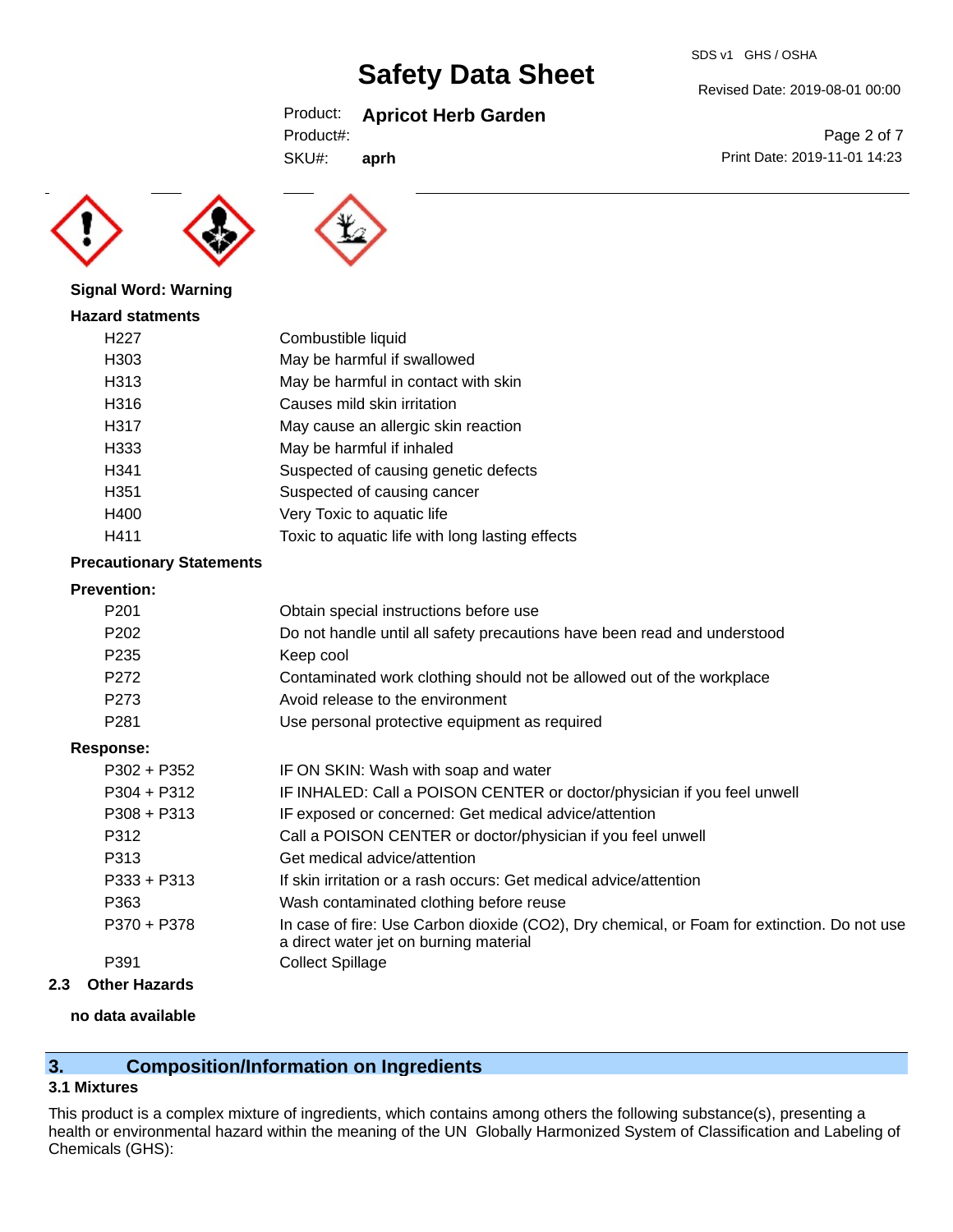**Signal Word: Warning**

**Hazard statments**

| | |
|---|---|
| H227 | Combustible liquid |
| H303 | May be harmful if swallowed |
| H313 | May be harmful in contact with skin |
| H316 | Causes mild skin irritation |
| H317 | May cause an allergic skin reaction |
| H333 | May be harmful if inhaled |
| H341 | Suspected of causing genetic defects |
| H351 | Suspected of causing cancer |
| H400 | Very Toxic to aquatic life |
| H411 | Toxic to aquatic life with long lasting effects |

**Precautionary Statements**

**Prevention:**

| | |
|---|---|
| P201 | Obtain special instructions before use |
| P202 | Do not handle until all safety precautions have been read and understood |
| P235 | Keep cool |
| P272 | Contaminated work clothing should not be allowed out of the workplace |
| P273 | Avoid release to the environment |
| P281 | Use personal protective equipment as required |

**Response:**

| | |
|---|---|
| P302 + P352 | IF ON SKIN: Wash with soap and water |
| P304 + P312 | IF INHALED: Call a POISON CENTER or doctor/physician if you feel unwell |
| P308 + P313 | IF exposed or concerned: Get medical advice/attention |
| P312 | Call a POISON CENTER or doctor/physician if you feel unwell |
| P313 | Get medical advice/attention |
| P333 + P313 | If skin irritation or a rash occurs: Get medical advice/attention |
| P363 | Wash contaminated clothing before reuse |
| P370 + P378 | In case of fire: Use Carbon dioxide ($CO_2$), Dry chemical, or Foam for extinction. Do not use a direct water jet on burning material |
| P391 | Collect Spillage |

### 2.3 Other Hazards

**no data available**

## 3. Composition/Information on Ingredients

### 3.1 Mixtures

This product is a complex mixture of ingredients, which contains among others the following substance(s), presenting a health or environmental hazard within the meaning of the UN Globally Harmonized System of Classification and Labeling of Chemicals (GHS):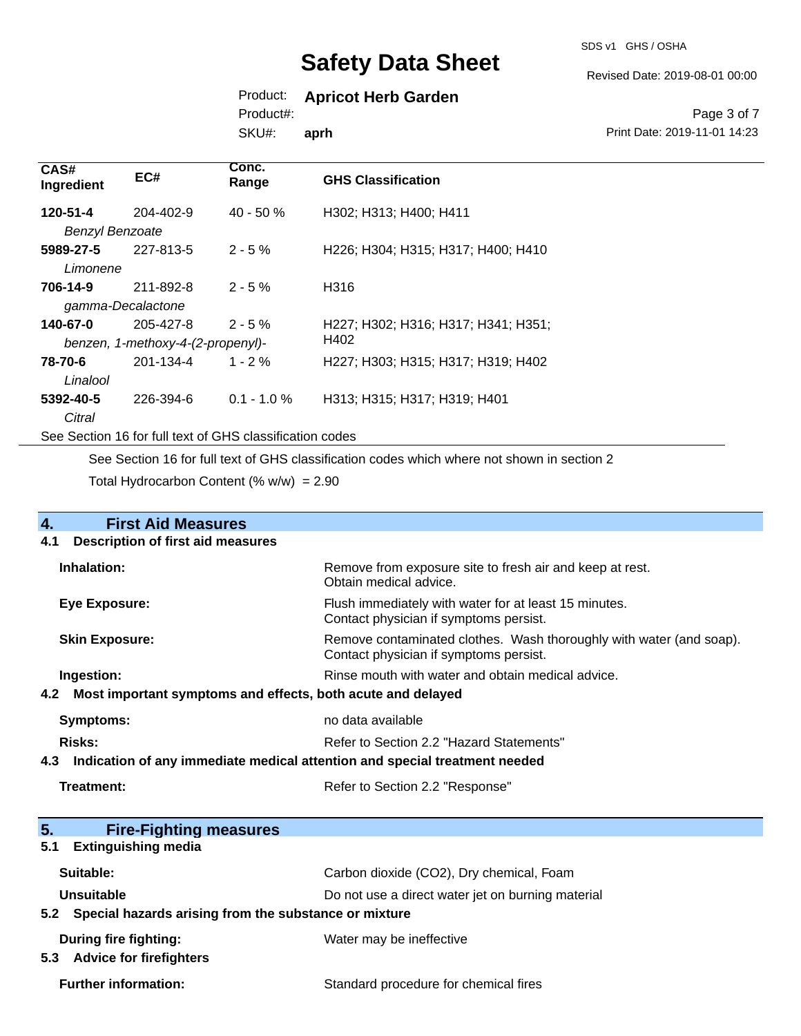| CAS# Ingredient | EC# | Conc. Range | GHS Classification |
|---|---|---|---|
| **120-51-4** *Benzyl Benzoate* | 204-402-9 | 40 - 50 % | H302; H313; H400; H411 |
| **5989-27-5** *Limonene* | 227-813-5 | 2 - 5 % | H226; H304; H315; H317; H400; H410 |
| **706-14-9** *gamma-Decalactone* | 211-892-8 | 2 - 5 % | H316 |
| **140-67-0** *benzen, 1-methoxy-4-(2-propenyl)-* | 205-427-8 | 2 - 5 % | H227; H302; H316; H317; H341; H351; H402 |
| **78-70-6** *Linalool* | 201-134-4 | 1 - 2 % | H227; H303; H315; H317; H319; H402 |
| **5392-40-5** *Citral* | 226-394-6 | 0.1 - 1.0 % | H313; H315; H317; H319; H401 |

See Section 16 for full text of GHS classification codes

See Section 16 for full text of GHS classification codes which where not shown in section 2

Total Hydrocarbon Content (% w/w) = 2.90

## 4. First Aid Measures

### 4.1 Description of first aid measures

**Inhalation:** Remove from exposure site to fresh air and keep at rest. Obtain medical advice.

**Eye Exposure:** Flush immediately with water for at least 15 minutes. Contact physician if symptoms persist.

**Skin Exposure:** Remove contaminated clothes. Wash thoroughly with water (and soap). Contact physician if symptoms persist.

**Ingestion:** Rinse mouth with water and obtain medical advice.

### 4.2 Most important symptoms and effects, both acute and delayed

**Symptoms:** no data available

**Risks:** Refer to Section 2.2 "Hazard Statements"

### 4.3 Indication of any immediate medical attention and special treatment needed

**Treatment:** Refer to Section 2.2 "Response"

## 5. Fire-Fighting measures

### 5.1 Extinguishing media

**Suitable:** Carbon dioxide ($CO_2$), Dry chemical, Foam

**Unsuitable** Do not use a direct water jet on burning material

### 5.2 Special hazards arising from the substance or mixture

**During fire fighting:** Water may be ineffective

### 5.3 Advice for firefighters

**Further information:** Standard procedure for chemical fires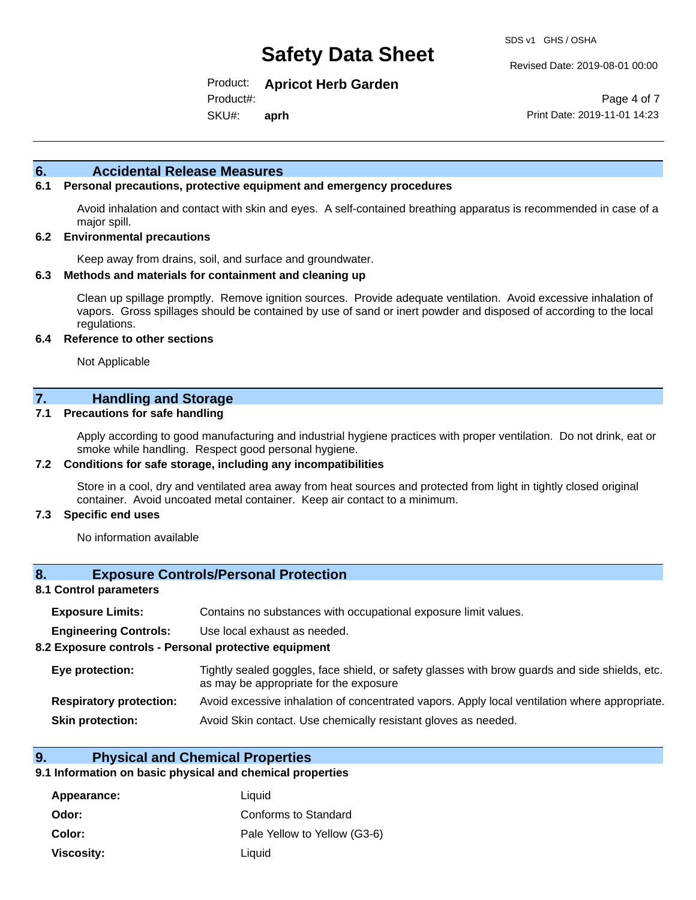## 6. Accidental Release Measures

### 6.1 Personal precautions, protective equipment and emergency procedures

Avoid inhalation and contact with skin and eyes. A self-contained breathing apparatus is recommended in case of a major spill.

### 6.2 Environmental precautions

Keep away from drains, soil, and surface and groundwater.

### 6.3 Methods and materials for containment and cleaning up

Clean up spillage promptly. Remove ignition sources. Provide adequate ventilation. Avoid excessive inhalation of vapors. Gross spillages should be contained by use of sand or inert powder and disposed of according to the local regulations.

### 6.4 Reference to other sections

Not Applicable

## 7. Handling and Storage

### 7.1 Precautions for safe handling

Apply according to good manufacturing and industrial hygiene practices with proper ventilation. Do not drink, eat or smoke while handling. Respect good personal hygiene.

### 7.2 Conditions for safe storage, including any incompatibilities

Store in a cool, dry and ventilated area away from heat sources and protected from light in tightly closed original container. Avoid uncoated metal container. Keep air contact to a minimum.

### 7.3 Specific end uses

No information available

## 8. Exposure Controls/Personal Protection

### 8.1 Control parameters

**Exposure Limits:** Contains no substances with occupational exposure limit values.

**Engineering Controls:** Use local exhaust as needed.

### 8.2 Exposure controls - Personal protective equipment

**Eye protection:** Tightly sealed goggles, face shield, or safety glasses with brow guards and side shields, etc. as may be appropriate for the exposure

**Respiratory protection:** Avoid excessive inhalation of concentrated vapors. Apply local ventilation where appropriate.

**Skin protection:** Avoid Skin contact. Use chemically resistant gloves as needed.

## 9. Physical and Chemical Properties

### 9.1 Information on basic physical and chemical properties

**Appearance:** Liquid

**Odor:** Conforms to Standard

**Color:** Pale Yellow to Yellow (G3-6)

**Viscosity:** Liquid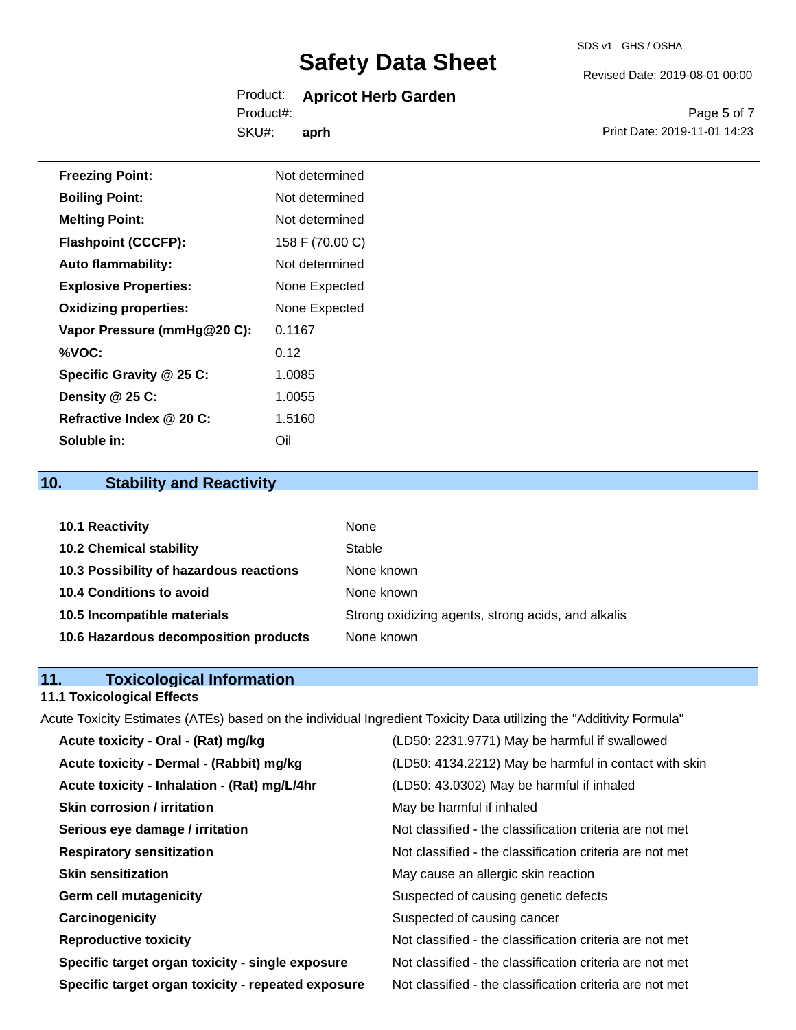| | |
|---|---|
| **Freezing Point:** | Not determined |
| **Boiling Point:** | Not determined |
| **Melting Point:** | Not determined |
| **Flashpoint (CCCFP):** | 158 F (70.00 C) |
| **Auto flammability:** | Not determined |
| **Explosive Properties:** | None Expected |
| **Oxidizing properties:** | None Expected |
| **Vapor Pressure (mmHg@20 C):** | 0.1167 |
| **%VOC:** | 0.12 |
| **Specific Gravity @ 25 C:** | 1.0085 |
| **Density @ 25 C:** | 1.0055 |
| **Refractive Index @ 20 C:** | 1.5160 |
| **Soluble in:** | Oil |

## 10. Stability and Reactivity

| | |
|---|---|
| **10.1 Reactivity** | None |
| **10.2 Chemical stability** | Stable |
| **10.3 Possibility of hazardous reactions** | None known |
| **10.4 Conditions to avoid** | None known |
| **10.5 Incompatible materials** | Strong oxidizing agents, strong acids, and alkalis |
| **10.6 Hazardous decomposition products** | None known |

## 11. Toxicological Information

### 11.1 Toxicological Effects

Acute Toxicity Estimates (ATEs) based on the individual Ingredient Toxicity Data utilizing the "Additivity Formula"

| | |
|---|---|
| **Acute toxicity - Oral - (Rat) mg/kg** | (LD50: 2231.9771) May be harmful if swallowed |
| **Acute toxicity - Dermal - (Rabbit) mg/kg** | (LD50: 4134.2212) May be harmful in contact with skin |
| **Acute toxicity - Inhalation - (Rat) mg/L/4hr** | (LD50: 43.0302) May be harmful if inhaled |
| **Skin corrosion / irritation** | May be harmful if inhaled |
| **Serious eye damage / irritation** | Not classified - the classification criteria are not met |
| **Respiratory sensitization** | Not classified - the classification criteria are not met |
| **Skin sensitization** | May cause an allergic skin reaction |
| **Germ cell mutagenicity** | Suspected of causing genetic defects |
| **Carcinogenicity** | Suspected of causing cancer |
| **Reproductive toxicity** | Not classified - the classification criteria are not met |
| **Specific target organ toxicity - single exposure** | Not classified - the classification criteria are not met |
| **Specific target organ toxicity - repeated exposure** | Not classified - the classification criteria are not met |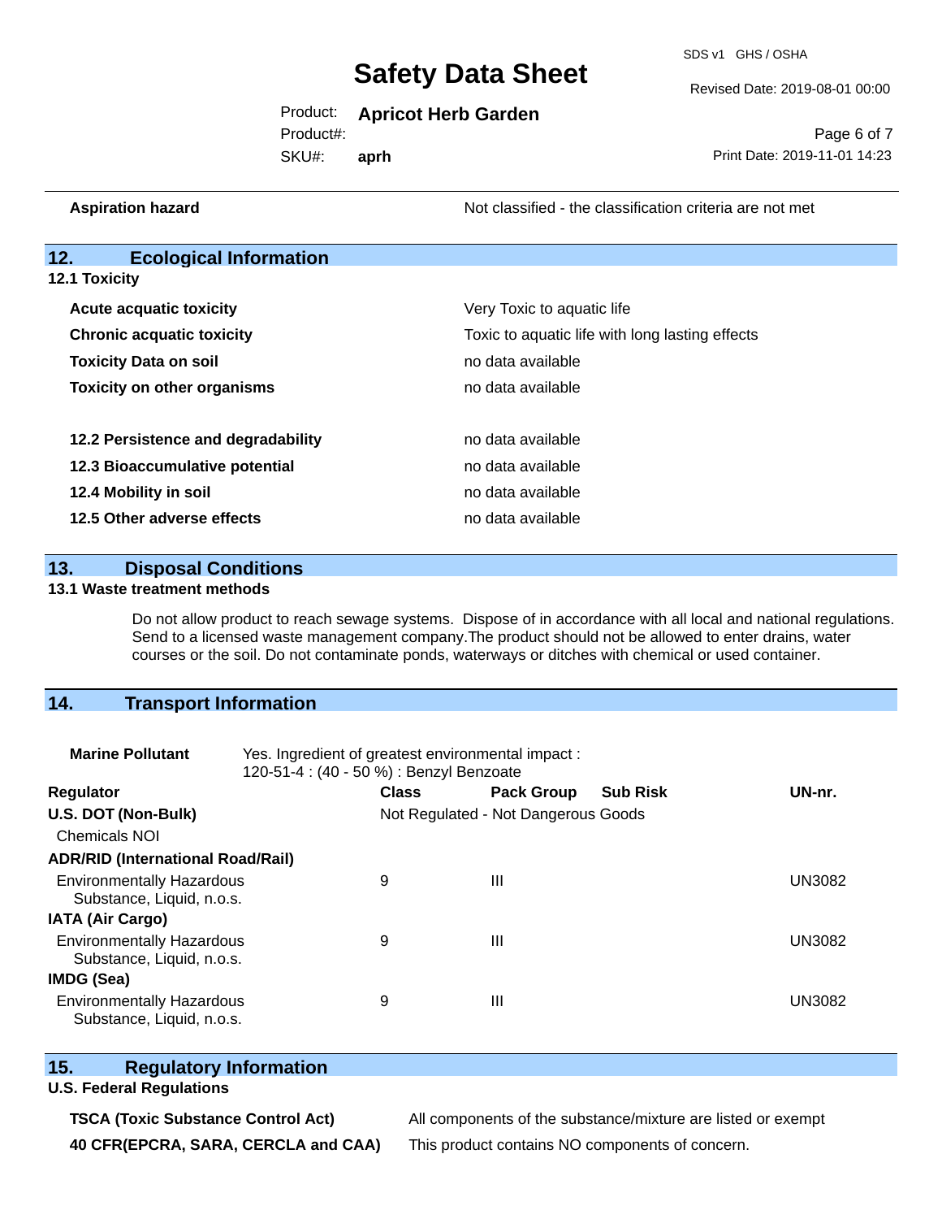| | |
|---|---|
| **Aspiration hazard** | Not classified - the classification criteria are not met |

## 12. Ecological Information

### 12.1 Toxicity

| | |
|---|---|
| **Acute acquatic toxicity** | Very Toxic to aquatic life |
| **Chronic acquatic toxicity** | Toxic to aquatic life with long lasting effects |
| **Toxicity Data on soil** | no data available |
| **Toxicity on other organisms** | no data available |

| | |
|---|---|
| **12.2 Persistence and degradability** | no data available |
| **12.3 Bioaccumulative potential** | no data available |
| **12.4 Mobility in soil** | no data available |
| **12.5 Other adverse effects** | no data available |

## 13. Disposal Conditions

### 13.1 Waste treatment methods

Do not allow product to reach sewage systems. Dispose of in accordance with all local and national regulations. Send to a licensed waste management company.The product should not be allowed to enter drains, water courses or the soil. Do not contaminate ponds, waterways or ditches with chemical or used container.

## 14. Transport Information

**Marine Pollutant** Yes. Ingredient of greatest environmental impact :
120-51-4 : (40 - 50 %) : Benzyl Benzoate

| Regulator | Class | Pack Group | Sub Risk | UN-nr. |
|---|---|---|---|---|
| **U.S. DOT (Non-Bulk)** | Not Regulated - Not Dangerous Goods | | | |
| Chemicals NOI | | | | |
| **ADR/RID (International Road/Rail)** | | | | |
| Environmentally Hazardous Substance, Liquid, n.o.s. | 9 | III | | UN3082 |
| **IATA (Air Cargo)** | | | | |
| Environmentally Hazardous Substance, Liquid, n.o.s. | 9 | III | | UN3082 |
| **IMDG (Sea)** | | | | |
| Environmentally Hazardous Substance, Liquid, n.o.s. | 9 | III | | UN3082 |

## 15. Regulatory Information

### U.S. Federal Regulations

| | |
|---|---|
| **TSCA (Toxic Substance Control Act)** | All components of the substance/mixture are listed or exempt |
| **40 CFR(EPCRA, SARA, CERCLA and CAA)** | This product contains NO components of concern. |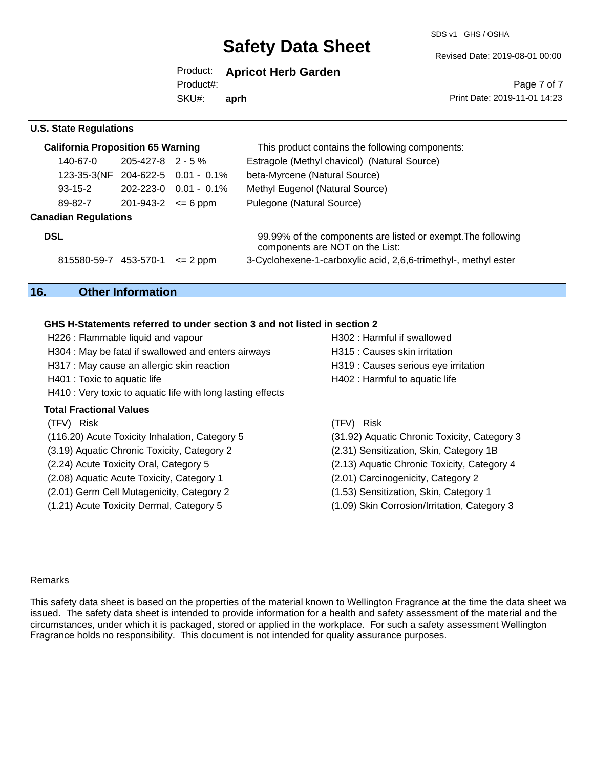### U.S. State Regulations

**California Proposition 65 Warning** — This product contains the following components:

| | | | |
|---|---|---|---|
| 140-67-0 | 205-427-8 | 2 - 5 % | Estragole (Methyl chavicol) (Natural Source) |
| 123-35-3(NF | 204-622-5 | 0.01 - 0.1% | beta-Myrcene (Natural Source) |
| 93-15-2 | 202-223-0 | 0.01 - 0.1% | Methyl Eugenol (Natural Source) |
| 89-82-7 | 201-943-2 | <= 6 ppm | Pulegone (Natural Source) |

### Canadian Regulations

**DSL** — 99.99% of the components are listed or exempt.The following components are NOT on the List:

| | | | |
|---|---|---|---|
| 815580-59-7 | 453-570-1 | <= 2 ppm | 3-Cyclohexene-1-carboxylic acid, 2,6,6-trimethyl-, methyl ester |

## 16. Other Information

**GHS H-Statements referred to under section 3 and not listed in section 2**

H226 : Flammable liquid and vapour
H302 : Harmful if swallowed
H304 : May be fatal if swallowed and enters airways
H315 : Causes skin irritation
H317 : May cause an allergic skin reaction
H319 : Causes serious eye irritation
H401 : Toxic to aquatic life
H402 : Harmful to aquatic life
H410 : Very toxic to aquatic life with long lasting effects

**Total Fractional Values**

| (TFV) Risk | (TFV) Risk |
|---|---|
| (116.20) Acute Toxicity Inhalation, Category 5 | (31.92) Aquatic Chronic Toxicity, Category 3 |
| (3.19) Aquatic Chronic Toxicity, Category 2 | (2.31) Sensitization, Skin, Category 1B |
| (2.24) Acute Toxicity Oral, Category 5 | (2.13) Aquatic Chronic Toxicity, Category 4 |
| (2.08) Aquatic Acute Toxicity, Category 1 | (2.01) Carcinogenicity, Category 2 |
| (2.01) Germ Cell Mutagenicity, Category 2 | (1.53) Sensitization, Skin, Category 1 |
| (1.21) Acute Toxicity Dermal, Category 5 | (1.09) Skin Corrosion/Irritation, Category 3 |

Remarks

This safety data sheet is based on the properties of the material known to Wellington Fragrance at the time the data sheet was issued. The safety data sheet is intended to provide information for a health and safety assessment of the material and the circumstances, under which it is packaged, stored or applied in the workplace. For such a safety assessment Wellington Fragrance holds no responsibility. This document is not intended for quality assurance purposes.